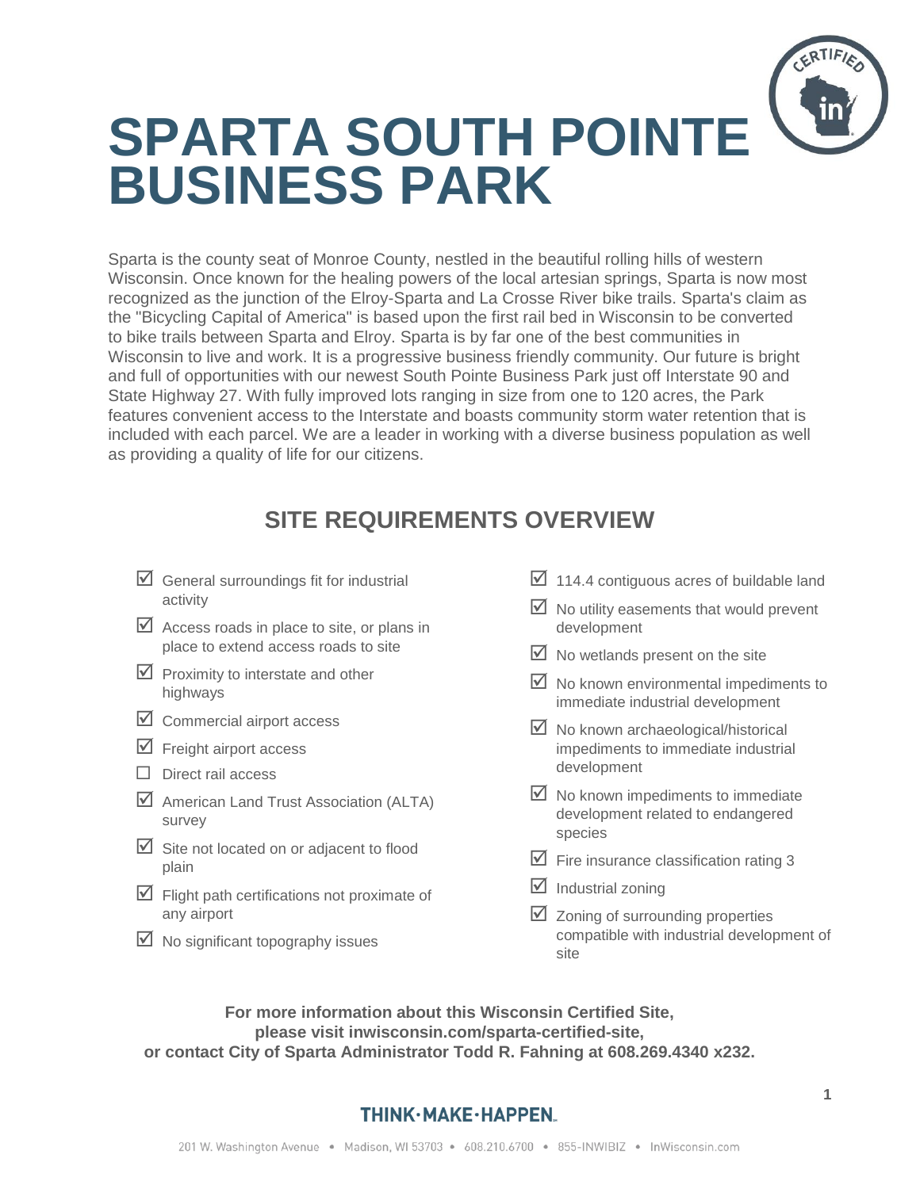# SPARTA SOUTH POINTE BUSINESS PARK

Sparta is the county seat of Monroe County, nestled in the beautiful rolling hills of western Wisconsin. Once known for the healing powers of the local artesian springs, Sparta is now most recognized as the junction of the Elroy-Sparta and La Crosse River bike trails. Sparta's claim as the "Bicycling Capital of America" is based upon the first rail bed in Wisconsin to be converted to bike trails between Sparta and Elroy. Sparta is by far one of the best communities in Wisconsin to live and work. It is a progressive business friendly community. Our future is bright and full of opportunities with our newest South Pointe Business Park just off Interstate 90 and State Highway 27. With fully improved lots ranging in size from one to 120 acres, the Park features convenient access to the Interstate and boasts community storm water retention that is included with each parcel. We are a leader in working with a diverse business population as well as providing a quality of life for our citizens.

## SITE REQUIREMENTS OVERVIEW

- ☑ General surroundings fit for industrial activity
- ☑ Access roads in place to site, or plans in place to extend access roads to site
- ☑ Proximity to interstate and other highways
- ☑ Commercial airport access
- ☑ Freight airport access
- ☐ Direct rail access
- ☑ American Land Trust Association (ALTA) survey
- ☑ Site not located on or adjacent to flood plain
- ☑ Flight path certifications not proximate of any airport
- ☑ No significant topography issues
- ☑ 114.4 contiguous acres of buildable land
- ☑ No utility easements that would prevent development
- ☑ No wetlands present on the site
- ☑ No known environmental impediments to immediate industrial development
- ☑ No known archaeological/historical impediments to immediate industrial development
- ☑ No known impediments to immediate development related to endangered species
- ☑ Fire insurance classification rating 3
- ☑ Industrial zoning
- ☑ Zoning of surrounding properties compatible with industrial development of site

**For more information about this Wisconsin Certified Site, please visit inwisconsin.com/sparta-certified-site, or contact City of Sparta Administrator Todd R. Fahning at 608.269.4340 x232.**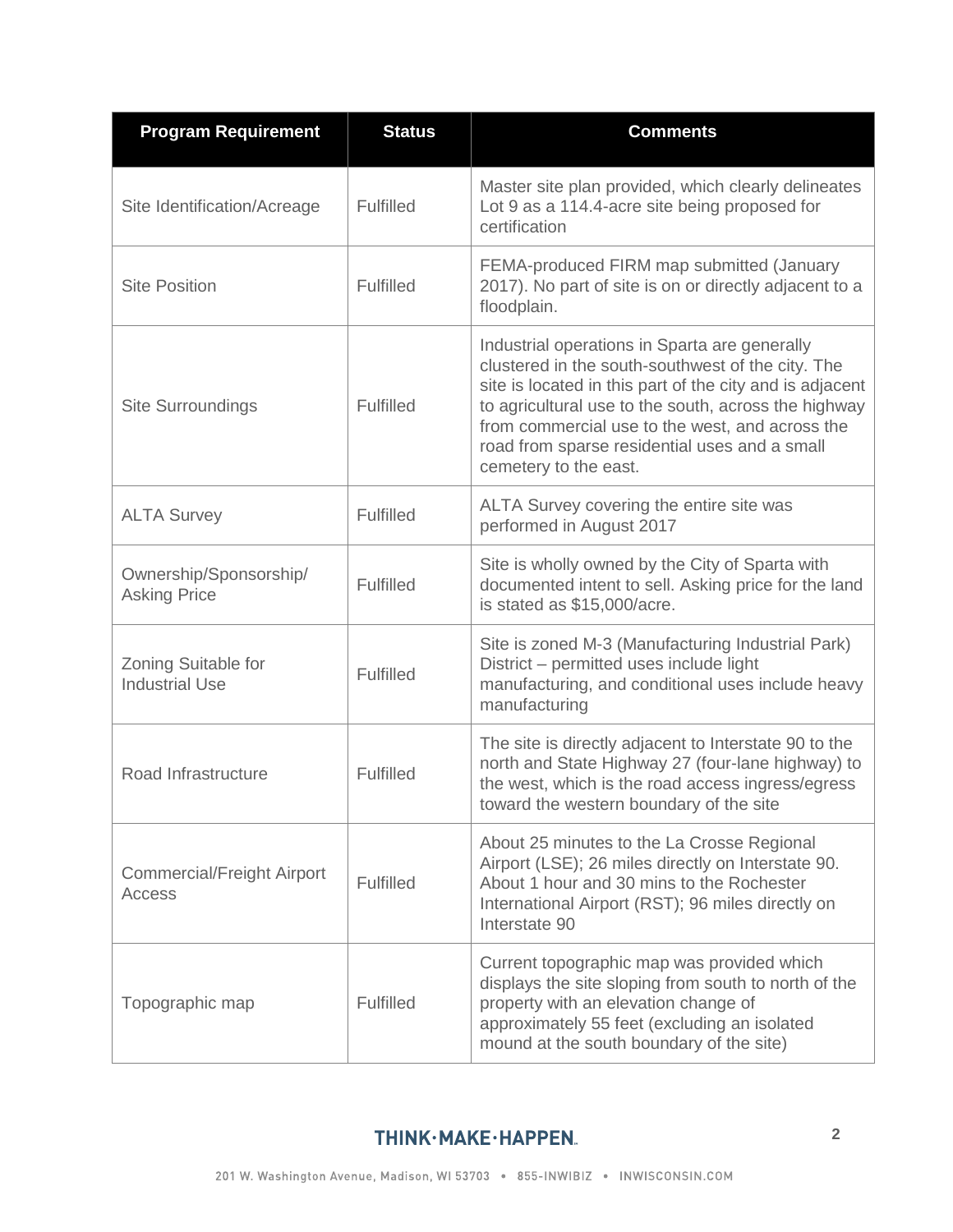| Program Requirement | Status | Comments |
|---|---|---|
| Site Identification/Acreage | Fulfilled | Master site plan provided, which clearly delineates Lot 9 as a 114.4-acre site being proposed for certification |
| Site Position | Fulfilled | FEMA-produced FIRM map submitted (January 2017). No part of site is on or directly adjacent to a floodplain. |
| Site Surroundings | Fulfilled | Industrial operations in Sparta are generally clustered in the south-southwest of the city. The site is located in this part of the city and is adjacent to agricultural use to the south, across the highway from commercial use to the west, and across the road from sparse residential uses and a small cemetery to the east. |
| ALTA Survey | Fulfilled | ALTA Survey covering the entire site was performed in August 2017 |
| Ownership/Sponsorship/ Asking Price | Fulfilled | Site is wholly owned by the City of Sparta with documented intent to sell. Asking price for the land is stated as $15,000/acre. |
| Zoning Suitable for Industrial Use | Fulfilled | Site is zoned M-3 (Manufacturing Industrial Park) District – permitted uses include light manufacturing, and conditional uses include heavy manufacturing |
| Road Infrastructure | Fulfilled | The site is directly adjacent to Interstate 90 to the north and State Highway 27 (four-lane highway) to the west, which is the road access ingress/egress toward the western boundary of the site |
| Commercial/Freight Airport Access | Fulfilled | About 25 minutes to the La Crosse Regional Airport (LSE); 26 miles directly on Interstate 90. About 1 hour and 30 mins to the Rochester International Airport (RST); 96 miles directly on Interstate 90 |
| Topographic map | Fulfilled | Current topographic map was provided which displays the site sloping from south to north of the property with an elevation change of approximately 55 feet (excluding an isolated mound at the south boundary of the site) |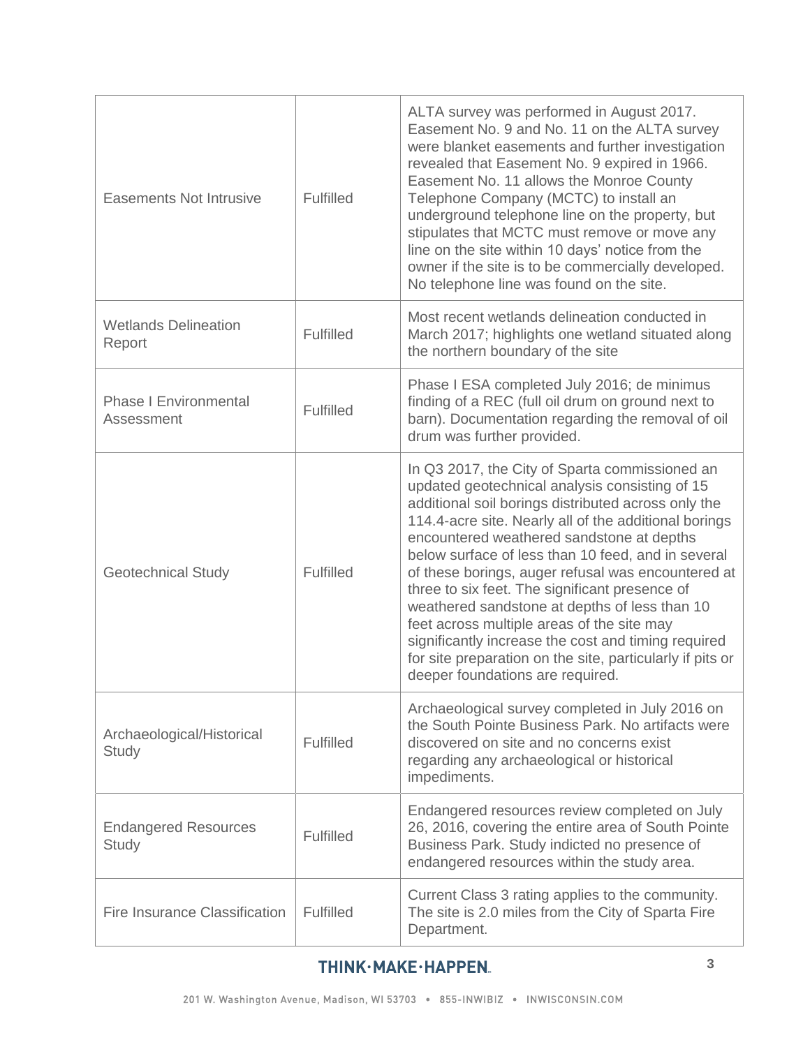| | | |
|---|---|---|
| Easements Not Intrusive | Fulfilled | ALTA survey was performed in August 2017. Easement No. 9 and No. 11 on the ALTA survey were blanket easements and further investigation revealed that Easement No. 9 expired in 1966. Easement No. 11 allows the Monroe County Telephone Company (MCTC) to install an underground telephone line on the property, but stipulates that MCTC must remove or move any line on the site within 10 days' notice from the owner if the site is to be commercially developed. No telephone line was found on the site. |
| Wetlands Delineation Report | Fulfilled | Most recent wetlands delineation conducted in March 2017; highlights one wetland situated along the northern boundary of the site |
| Phase I Environmental Assessment | Fulfilled | Phase I ESA completed July 2016; de minimus finding of a REC (full oil drum on ground next to barn). Documentation regarding the removal of oil drum was further provided. |
| Geotechnical Study | Fulfilled | In Q3 2017, the City of Sparta commissioned an updated geotechnical analysis consisting of 15 additional soil borings distributed across only the 114.4-acre site. Nearly all of the additional borings encountered weathered sandstone at depths below surface of less than 10 feed, and in several of these borings, auger refusal was encountered at three to six feet. The significant presence of weathered sandstone at depths of less than 10 feet across multiple areas of the site may significantly increase the cost and timing required for site preparation on the site, particularly if pits or deeper foundations are required. |
| Archaeological/Historical Study | Fulfilled | Archaeological survey completed in July 2016 on the South Pointe Business Park. No artifacts were discovered on site and no concerns exist regarding any archaeological or historical impediments. |
| Endangered Resources Study | Fulfilled | Endangered resources review completed on July 26, 2016, covering the entire area of South Pointe Business Park. Study indicted no presence of endangered resources within the study area. |
| Fire Insurance Classification | Fulfilled | Current Class 3 rating applies to the community. The site is 2.0 miles from the City of Sparta Fire Department. |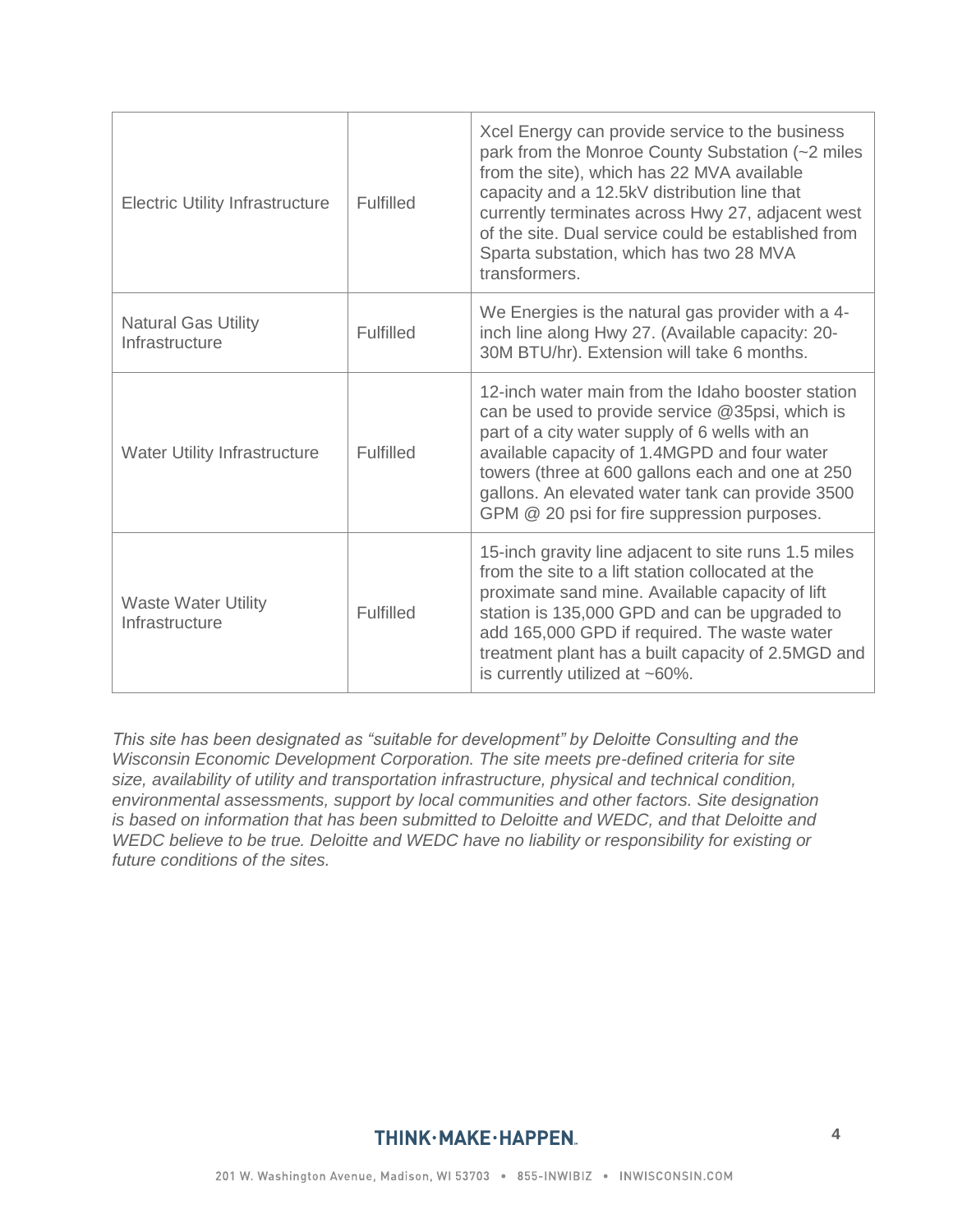| | | |
|---|---|---|
| Electric Utility Infrastructure | Fulfilled | Xcel Energy can provide service to the business park from the Monroe County Substation (~2 miles from the site), which has 22 MVA available capacity and a 12.5kV distribution line that currently terminates across Hwy 27, adjacent west of the site. Dual service could be established from Sparta substation, which has two 28 MVA transformers. |
| Natural Gas Utility Infrastructure | Fulfilled | We Energies is the natural gas provider with a 4-inch line along Hwy 27. (Available capacity: 20-30M BTU/hr). Extension will take 6 months. |
| Water Utility Infrastructure | Fulfilled | 12-inch water main from the Idaho booster station can be used to provide service @35psi, which is part of a city water supply of 6 wells with an available capacity of 1.4MGPD and four water towers (three at 600 gallons each and one at 250 gallons. An elevated water tank can provide 3500 GPM @ 20 psi for fire suppression purposes. |
| Waste Water Utility Infrastructure | Fulfilled | 15-inch gravity line adjacent to site runs 1.5 miles from the site to a lift station collocated at the proximate sand mine. Available capacity of lift station is 135,000 GPD and can be upgraded to add 165,000 GPD if required. The waste water treatment plant has a built capacity of 2.5MGD and is currently utilized at ~60%. |

*This site has been designated as "suitable for development" by Deloitte Consulting and the Wisconsin Economic Development Corporation. The site meets pre-defined criteria for site size, availability of utility and transportation infrastructure, physical and technical condition, environmental assessments, support by local communities and other factors. Site designation is based on information that has been submitted to Deloitte and WEDC, and that Deloitte and WEDC believe to be true. Deloitte and WEDC have no liability or responsibility for existing or future conditions of the sites.*